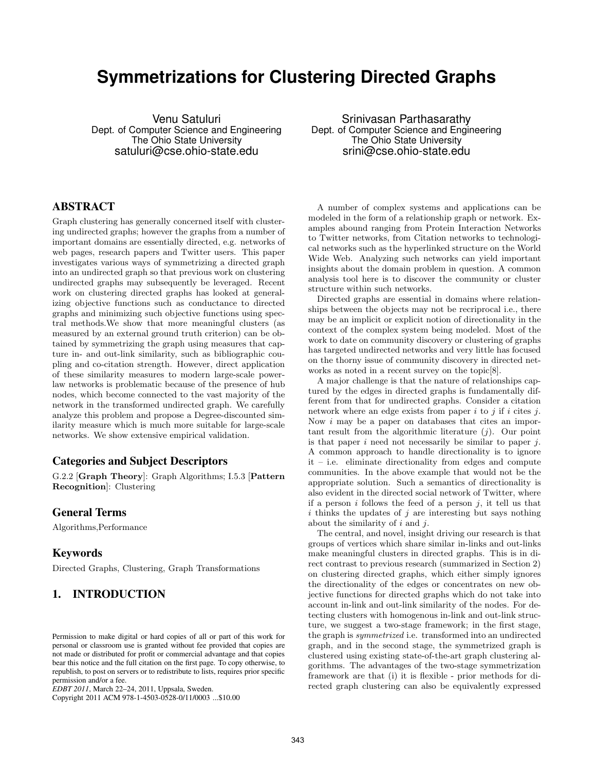# Symmetrizations for Clustering Directed Graphs

Venu Satuluri
Dept. of Computer Science and Engineering
The Ohio State University
satuluri@cse.ohio-state.edu

Srinivasan Parthasarathy
Dept. of Computer Science and Engineering
The Ohio State University
srini@cse.ohio-state.edu

## ABSTRACT

Graph clustering has generally concerned itself with clustering undirected graphs; however the graphs from a number of important domains are essentially directed, e.g. networks of web pages, research papers and Twitter users. This paper investigates various ways of symmetrizing a directed graph into an undirected graph so that previous work on clustering undirected graphs may subsequently be leveraged. Recent work on clustering directed graphs has looked at generalizing objective functions such as conductance to directed graphs and minimizing such objective functions using spectral methods.We show that more meaningful clusters (as measured by an external ground truth criterion) can be obtained by symmetrizing the graph using measures that capture in- and out-link similarity, such as bibliographic coupling and co-citation strength. However, direct application of these similarity measures to modern large-scale power-law networks is problematic because of the presence of hub nodes, which become connected to the vast majority of the network in the transformed undirected graph. We carefully analyze this problem and propose a Degree-discounted similarity measure which is much more suitable for large-scale networks. We show extensive empirical validation.

### Categories and Subject Descriptors

G.2.2 [**Graph Theory**]: Graph Algorithms; I.5.3 [**Pattern Recognition**]: Clustering

### General Terms

Algorithms,Performance

### Keywords

Directed Graphs, Clustering, Graph Transformations

## 1. INTRODUCTION

A number of complex systems and applications can be modeled in the form of a relationship graph or network. Examples abound ranging from Protein Interaction Networks to Twitter networks, from Citation networks to technological networks such as the hyperlinked structure on the World Wide Web. Analyzing such networks can yield important insights about the domain problem in question. A common analysis tool here is to discover the community or cluster structure within such networks.

Directed graphs are essential in domains where relationships between the objects may not be recriprocal i.e., there may be an implicit or explicit notion of directionality in the context of the complex system being modeled. Most of the work to date on community discovery or clustering of graphs has targeted undirected networks and very little has focused on the thorny issue of community discovery in directed networks as noted in a recent survey on the topic[8].

A major challenge is that the nature of relationships captured by the edges in directed graphs is fundamentally different from that for undirected graphs. Consider a citation network where an edge exists from paper $i$ to $j$ if $i$ cites $j$. Now $i$ may be a paper on databases that cites an important result from the algorithmic literature ($j$). Our point is that paper $i$ need not necessarily be similar to paper $j$. A common approach to handle directionality is to ignore it – i.e. eliminate directionality from edges and compute communities. In the above example that would not be the appropriate solution. Such a semantics of directionality is also evident in the directed social network of Twitter, where if a person $i$ follows the feed of a person $j$, it tell us that $i$ thinks the updates of $j$ are interesting but says nothing about the similarity of $i$ and $j$.

The central, and novel, insight driving our research is that groups of vertices which share similar in-links and out-links make meaningful clusters in directed graphs. This is in direct contrast to previous research (summarized in Section 2) on clustering directed graphs, which either simply ignores the directionality of the edges or concentrates on new objective functions for directed graphs which do not take into account in-link and out-link similarity of the nodes. For detecting clusters with homogenous in-link and out-link structure, we suggest a two-stage framework; in the first stage, the graph is *symmetrized* i.e. transformed into an undirected graph, and in the second stage, the symmetrized graph is clustered using existing state-of-the-art graph clustering algorithms. The advantages of the two-stage symmetrization framework are that (i) it is flexible - prior methods for directed graph clustering can also be equivalently expressed

Permission to make digital or hard copies of all or part of this work for personal or classroom use is granted without fee provided that copies are not made or distributed for profit or commercial advantage and that copies bear this notice and the full citation on the first page. To copy otherwise, to republish, to post on servers or to redistribute to lists, requires prior specific permission and/or a fee.
*EDBT 2011*, March 22–24, 2011, Uppsala, Sweden.
Copyright 2011 ACM 978-1-4503-0528-0/11/0003 ...$10.00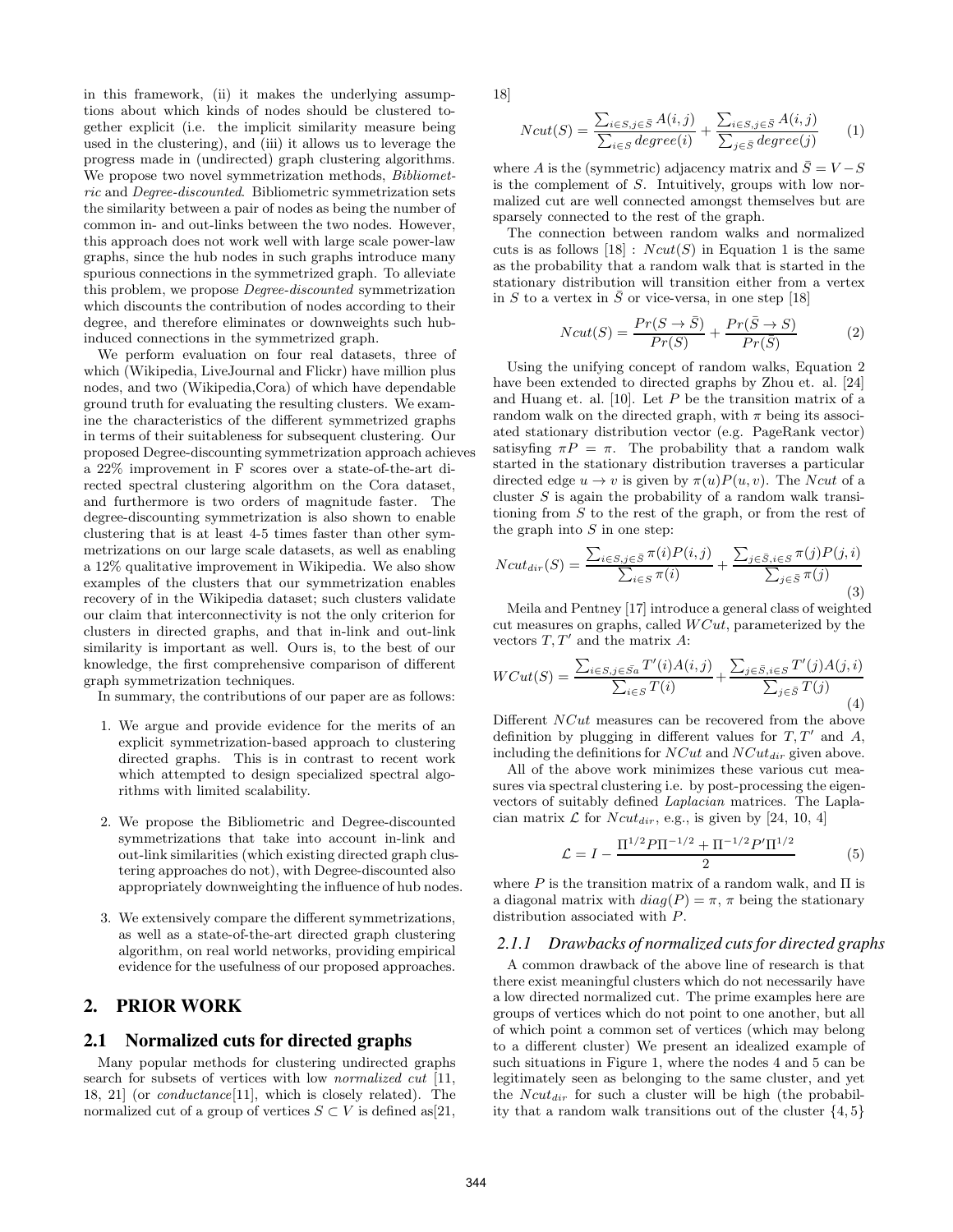in this framework, (ii) it makes the underlying assumptions about which kinds of nodes should be clustered together explicit (i.e. the implicit similarity measure being used in the clustering), and (iii) it allows us to leverage the progress made in (undirected) graph clustering algorithms. We propose two novel symmetrization methods, *Bibliometric* and *Degree-discounted*. Bibliometric symmetrization sets the similarity between a pair of nodes as being the number of common in- and out-links between the two nodes. However, this approach does not work well with large scale power-law graphs, since the hub nodes in such graphs introduce many spurious connections in the symmetrized graph. To alleviate this problem, we propose *Degree-discounted* symmetrization which discounts the contribution of nodes according to their degree, and therefore eliminates or downweights such hub-induced connections in the symmetrized graph.

We perform evaluation on four real datasets, three of which (Wikipedia, LiveJournal and Flickr) have million plus nodes, and two (Wikipedia,Cora) of which have dependable ground truth for evaluating the resulting clusters. We examine the characteristics of the different symmetrized graphs in terms of their suitableness for subsequent clustering. Our proposed Degree-discounting symmetrization approach achieves a 22% improvement in F scores over a state-of-the-art directed spectral clustering algorithm on the Cora dataset, and furthermore is two orders of magnitude faster. The degree-discounting symmetrization is also shown to enable clustering that is at least 4-5 times faster than other symmetrizations on our large scale datasets, as well as enabling a 12% qualitative improvement in Wikipedia. We also show examples of the clusters that our symmetrization enables recovery of in the Wikipedia dataset; such clusters validate our claim that interconnectivity is not the only criterion for clusters in directed graphs, and that in-link and out-link similarity is important as well. Ours is, to the best of our knowledge, the first comprehensive comparison of different graph symmetrization techniques.

In summary, the contributions of our paper are as follows:

1. We argue and provide evidence for the merits of an explicit symmetrization-based approach to clustering directed graphs. This is in contrast to recent work which attempted to design specialized spectral algorithms with limited scalability.

2. We propose the Bibliometric and Degree-discounted symmetrizations that take into account in-link and out-link similarities (which existing directed graph clustering approaches do not), with Degree-discounted also appropriately downweighting the influence of hub nodes.

3. We extensively compare the different symmetrizations, as well as a state-of-the-art directed graph clustering algorithm, on real world networks, providing empirical evidence for the usefulness of our proposed approaches.

## 2. PRIOR WORK

### 2.1 Normalized cuts for directed graphs

Many popular methods for clustering undirected graphs search for subsets of vertices with low *normalized cut* [11, 18, 21] (or *conductance*[11], which is closely related). The normalized cut of a group of vertices $S \subset V$ is defined as[21, 18]

$$Ncut(S) = \frac{\sum_{i \in S, j \in \bar{S}} A(i,j)}{\sum_{i \in S} degree(i)} + \frac{\sum_{i \in S, j \in \bar{S}} A(i,j)}{\sum_{j \in \bar{S}} degree(j)} \qquad (1)$$

where $A$ is the (symmetric) adjacency matrix and $\bar{S} = V - S$ is the complement of $S$. Intuitively, groups with low normalized cut are well connected amongst themselves but are sparsely connected to the rest of the graph.

The connection between random walks and normalized cuts is as follows [18] : $Ncut(S)$ in Equation 1 is the same as the probability that a random walk that is started in the stationary distribution will transition either from a vertex in $S$ to a vertex in $\bar{S}$ or vice-versa, in one step [18]

$$Ncut(S) = \frac{Pr(S \rightarrow \bar{S})}{Pr(S)} + \frac{Pr(\bar{S} \rightarrow S)}{Pr(\bar{S})} \qquad (2)$$

Using the unifying concept of random walks, Equation 2 have been extended to directed graphs by Zhou et. al. [24] and Huang et. al. [10]. Let $P$ be the transition matrix of a random walk on the directed graph, with $\pi$ being its associated stationary distribution vector (e.g. PageRank vector) satisyfing $\pi P = \pi$. The probability that a random walk started in the stationary distribution traverses a particular directed edge $u \rightarrow v$ is given by $\pi(u)P(u,v)$. The $Ncut$ of a cluster $S$ is again the probability of a random walk transitioning from $S$ to the rest of the graph, or from the rest of the graph into $S$ in one step:

$$Ncut_{dir}(S) = \frac{\sum_{i \in S, j \in \bar{S}} \pi(i)P(i,j)}{\sum_{i \in S} \pi(i)} + \frac{\sum_{j \in \bar{S}, i \in S} \pi(j)P(j,i)}{\sum_{j \in \bar{S}} \pi(j)} \qquad (3)$$

Meila and Pentney [17] introduce a general class of weighted cut measures on graphs, called $WCut$, parameterized by the vectors $T, T'$ and the matrix $A$:

$$WCut(S) = \frac{\sum_{i \in S, j \in \bar{S_a}} T'(i)A(i,j)}{\sum_{i \in S} T(i)} + \frac{\sum_{j \in \bar{S}, i \in S} T'(j)A(j,i)}{\sum_{j \in \bar{S}} T(j)} \qquad (4)$$

Different $NCut$ measures can be recovered from the above definition by plugging in different values for $T, T'$ and $A$, including the definitions for $NCut$ and $NCut_{dir}$ given above.

All of the above work minimizes these various cut measures via spectral clustering i.e. by post-processing the eigenvectors of suitably defined *Laplacian* matrices. The Laplacian matrix $\mathcal{L}$ for $Ncut_{dir}$, e.g., is given by [24, 10, 4]

$$\mathcal{L} = I - \frac{\Pi^{1/2} P \Pi^{-1/2} + \Pi^{-1/2} P' \Pi^{1/2}}{2} \qquad (5)$$

where $P$ is the transition matrix of a random walk, and $\Pi$ is a diagonal matrix with $diag(P) = \pi$, $\pi$ being the stationary distribution associated with $P$.

#### 2.1.1 Drawbacks of normalized cuts for directed graphs

A common drawback of the above line of research is that there exist meaningful clusters which do not necessarily have a low directed normalized cut. The prime examples here are groups of vertices which do not point to one another, but all of which point a common set of vertices (which may belong to a different cluster) We present an idealized example of such situations in Figure 1, where the nodes 4 and 5 can be legitimately seen as belonging to the same cluster, and yet the $Ncut_{dir}$ for such a cluster will be high (the probability that a random walk transitions out of the cluster $\{4, 5\}$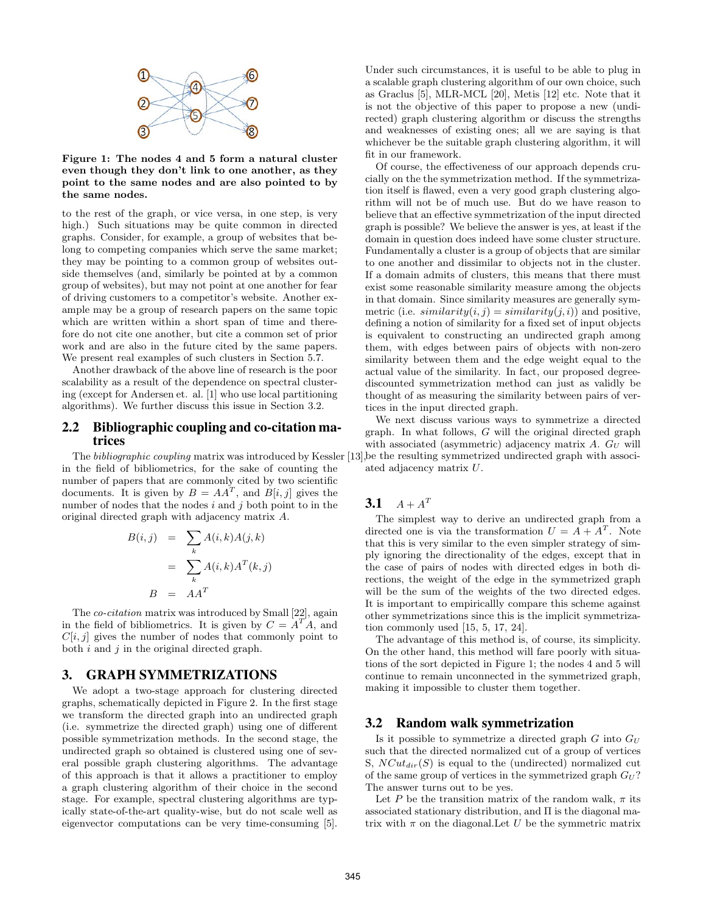**Figure 1: The nodes 4 and 5 form a natural cluster even though they don't link to one another, as they point to the same nodes and are also pointed to by the same nodes.**

to the rest of the graph, or vice versa, in one step, is very high.) Such situations may be quite common in directed graphs. Consider, for example, a group of websites that belong to competing companies which serve the same market; they may be pointing to a common group of websites outside themselves (and, similarly be pointed at by a common group of websites), but may not point at one another for fear of driving customers to a competitor's website. Another example may be a group of research papers on the same topic which are written within a short span of time and therefore do not cite one another, but cite a common set of prior work and are also in the future cited by the same papers. We present real examples of such clusters in Section 5.7.

Another drawback of the above line of research is the poor scalability as a result of the dependence on spectral clustering (except for Andersen et. al. [1] who use local partitioning algorithms). We further discuss this issue in Section 3.2.

## 2.2 Bibliographic coupling and co-citation matrices

The *bibliographic coupling* matrix was introduced by Kessler [13], in the field of bibliometrics, for the sake of counting the number of papers that are commonly cited by two scientific documents. It is given by $B = AA^T$, and $B[i, j]$ gives the number of nodes that the nodes $i$ and $j$ both point to in the original directed graph with adjacency matrix $A$.

$$
\begin{aligned}
B(i,j) &= \sum_k A(i,k)A(j,k) \\
&= \sum_k A(i,k)A^T(k,j) \\
B &= AA^T
\end{aligned}
$$

The *co-citation* matrix was introduced by Small [22], again in the field of bibliometrics. It is given by $C = A^T A$, and $C[i, j]$ gives the number of nodes that commonly point to both $i$ and $j$ in the original directed graph.

# 3. GRAPH SYMMETRIZATIONS

We adopt a two-stage approach for clustering directed graphs, schematically depicted in Figure 2. In the first stage we transform the directed graph into an undirected graph (i.e. symmetrize the directed graph) using one of different possible symmetrization methods. In the second stage, the undirected graph so obtained is clustered using one of several possible graph clustering algorithms. The advantage of this approach is that it allows a practitioner to employ a graph clustering algorithm of their choice in the second stage. For example, spectral clustering algorithms are typically state-of-the-art quality-wise, but do not scale well as eigenvector computations can be very time-consuming [5]. Under such circumstances, it is useful to be able to plug in a scalable graph clustering algorithm of our own choice, such as Graclus [5], MLR-MCL [20], Metis [12] etc. Note that it is not the objective of this paper to propose a new (undirected) graph clustering algorithm or discuss the strengths and weaknesses of existing ones; all we are saying is that whichever be the suitable graph clustering algorithm, it will fit in our framework.

Of course, the effectiveness of our approach depends crucially on the the symmetrization method. If the symmetrization itself is flawed, even a very good graph clustering algorithm will not be of much use. But do we have reason to believe that an effective symmetrization of the input directed graph is possible? We believe the answer is yes, at least if the domain in question does indeed have some cluster structure. Fundamentally a cluster is a group of objects that are similar to one another and dissimilar to objects not in the cluster. If a domain admits of clusters, this means that there must exist some reasonable similarity measure among the objects in that domain. Since similarity measures are generally symmetric (i.e. $similarity(i, j) = similarity(j, i)$) and positive, defining a notion of similarity for a fixed set of input objects is equivalent to constructing an undirected graph among them, with edges between pairs of objects with non-zero similarity between them and the edge weight equal to the actual value of the similarity. In fact, our proposed degree-discounted symmetrization method can just as validly be thought of as measuring the similarity between pairs of vertices in the input directed graph.

We next discuss various ways to symmetrize a directed graph. In what follows, $G$ will the original directed graph with associated (asymmetric) adjacency matrix $A$. $G_U$ will be the resulting symmetrized undirected graph with associated adjacency matrix $U$.

## 3.1 $A + A^T$

The simplest way to derive an undirected graph from a directed one is via the transformation $U = A + A^T$. Note that this is very similar to the even simpler strategy of simply ignoring the directionality of the edges, except that in the case of pairs of nodes with directed edges in both directions, the weight of the edge in the symmetrized graph will be the sum of the weights of the two directed edges. It is important to empiricallly compare this scheme against other symmetrizations since this is the implicit symmetrization commonly used [15, 5, 17, 24].

The advantage of this method is, of course, its simplicity. On the other hand, this method will fare poorly with situations of the sort depicted in Figure 1; the nodes 4 and 5 will continue to remain unconnected in the symmetrized graph, making it impossible to cluster them together.

## 3.2 Random walk symmetrization

Is it possible to symmetrize a directed graph $G$ into $G_U$ such that the directed normalized cut of a group of vertices S, $NCut_{dir}(S)$ is equal to the (undirected) normalized cut of the same group of vertices in the symmetrized graph $G_U$? The answer turns out to be yes.

Let $P$ be the transition matrix of the random walk, $\pi$ its associated stationary distribution, and $\Pi$ is the diagonal matrix with $\pi$ on the diagonal.Let $U$ be the symmetric matrix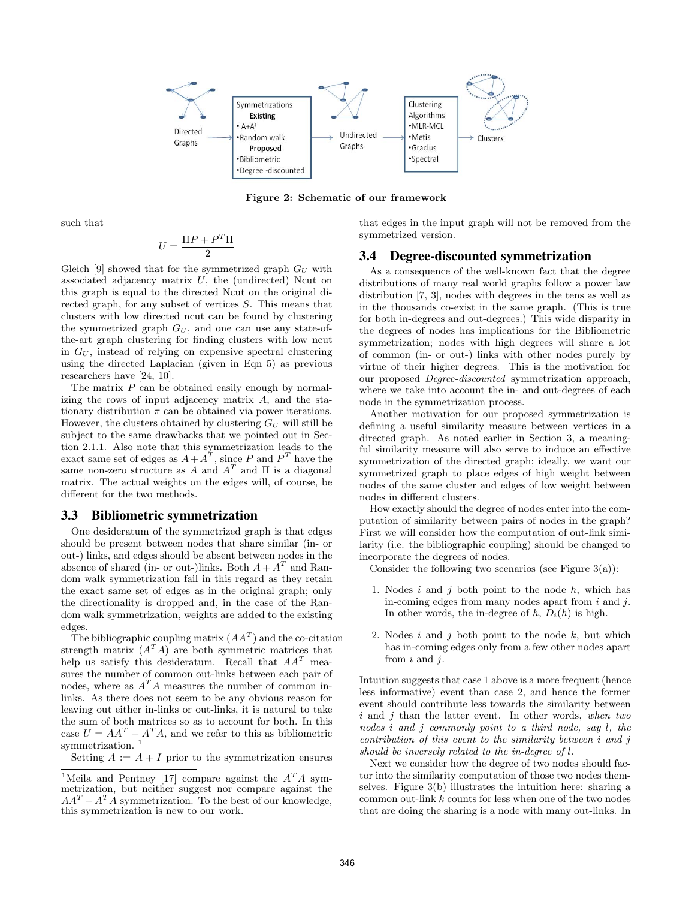Directed Graphs

Symmetrizations
**Existing**
- A+A^T
- Random walk

**Proposed**
- Bibliometric
- Degree -discounted

Undirected Graphs

Clustering Algorithms
- MLR-MCL
- Metis
- Graclus
- Spectral

Clusters

**Figure 2: Schematic of our framework**

such that

$$U = \frac{\Pi P + P^T \Pi}{2}$$

Gleich [9] showed that for the symmetrized graph $G_U$ with associated adjacency matrix $U$, the (undirected) Ncut on this graph is equal to the directed Ncut on the original directed graph, for any subset of vertices $S$. This means that clusters with low directed ncut can be found by clustering the symmetrized graph $G_U$, and one can use any state-of-the-art graph clustering for finding clusters with low ncut in $G_U$, instead of relying on expensive spectral clustering using the directed Laplacian (given in Eqn 5) as previous researchers have [24, 10].

The matrix $P$ can be obtained easily enough by normalizing the rows of input adjacency matrix $A$, and the stationary distribution $\pi$ can be obtained via power iterations. However, the clusters obtained by clustering $G_U$ will still be subject to the same drawbacks that we pointed out in Section 2.1.1. Also note that this symmetrization leads to the exact same set of edges as $A + A^T$, since $P$ and $P^T$ have the same non-zero structure as $A$ and $A^T$ and $\Pi$ is a diagonal matrix. The actual weights on the edges will, of course, be different for the two methods.

## 3.3 Bibliometric symmetrization

One desideratum of the symmetrized graph is that edges should be present between nodes that share similar (in- or out-) links, and edges should be absent between nodes in the absence of shared (in- or out-)links. Both $A + A^T$ and Random walk symmetrization fail in this regard as they retain the exact same set of edges as in the original graph; only the directionality is dropped and, in the case of the Random walk symmetrization, weights are added to the existing edges.

The bibliographic coupling matrix ($AA^T$) and the co-citation strength matrix ($A^T A$) are both symmetric matrices that help us satisfy this desideratum. Recall that $AA^T$ measures the number of common out-links between each pair of nodes, where as $A^T A$ measures the number of common in-links. As there does not seem to be any obvious reason for leaving out either in-links or out-links, it is natural to take the sum of both matrices so as to account for both. In this case $U = AA^T + A^T A$, and we refer to this as bibliometric symmetrization. [1]

Setting $A := A + I$ prior to the symmetrization ensures that edges in the input graph will not be removed from the symmetrized version.

[1] Meila and Pentney [17] compare against the $A^T A$ symmetrization, but neither suggest nor compare against the $AA^T + A^T A$ symmetrization. To the best of our knowledge, this symmetrization is new to our work.

## 3.4 Degree-discounted symmetrization

As a consequence of the well-known fact that the degree distributions of many real world graphs follow a power law distribution [7, 3], nodes with degrees in the tens as well as in the thousands co-exist in the same graph. (This is true for both in-degrees and out-degrees.) This wide disparity in the degrees of nodes has implications for the Bibliometric symmetrization; nodes with high degrees will share a lot of common (in- or out-) links with other nodes purely by virtue of their higher degrees. This is the motivation for our proposed *Degree-discounted* symmetrization approach, where we take into account the in- and out-degrees of each node in the symmetrization process.

Another motivation for our proposed symmetrization is defining a useful similarity measure between vertices in a directed graph. As noted earlier in Section 3, a meaningful similarity measure will also serve to induce an effective symmetrization of the directed graph; ideally, we want our symmetrized graph to place edges of high weight between nodes of the same cluster and edges of low weight between nodes in different clusters.

How exactly should the degree of nodes enter into the computation of similarity between pairs of nodes in the graph? First we will consider how the computation of out-link similarity (i.e. the bibliographic coupling) should be changed to incorporate the degrees of nodes.

Consider the following two scenarios (see Figure 3(a)):

1. Nodes $i$ and $j$ both point to the node $h$, which has in-coming edges from many nodes apart from $i$ and $j$. In other words, the in-degree of $h$, $D_i(h)$ is high.

2. Nodes $i$ and $j$ both point to the node $k$, but which has in-coming edges only from a few other nodes apart from $i$ and $j$.

Intuition suggests that case 1 above is a more frequent (hence less informative) event than case 2, and hence the former event should contribute less towards the similarity between $i$ and $j$ than the latter event. In other words, *when two nodes $i$ and $j$ commonly point to a third node, say $l$, the contribution of this event to the similarity between $i$ and $j$ should be inversely related to the in-degree of $l$.*

Next we consider how the degree of two nodes should factor into the similarity computation of those two nodes themselves. Figure 3(b) illustrates the intuition here: sharing a common out-link $k$ counts for less when one of the two nodes that are doing the sharing is a node with many out-links. In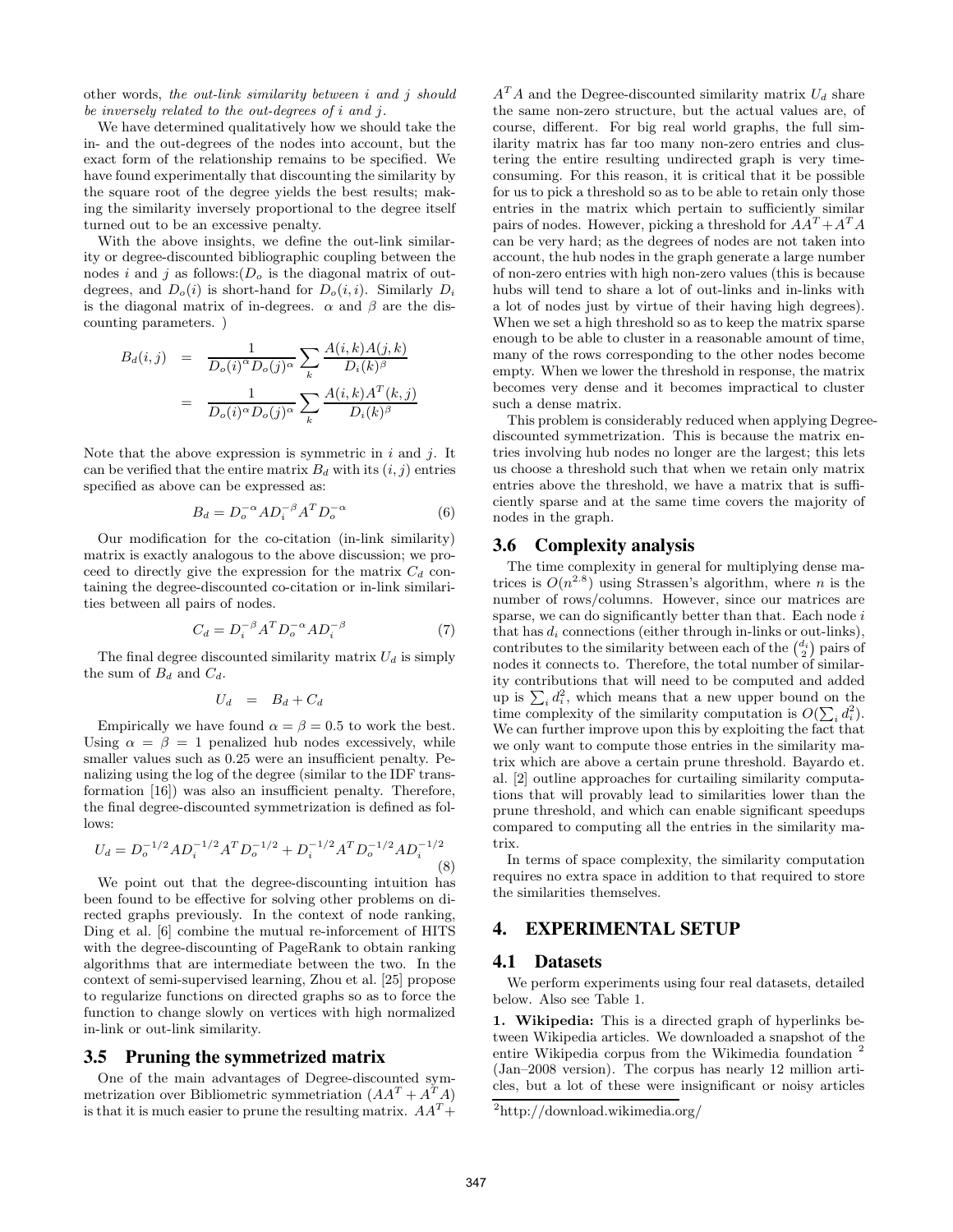other words, *the out-link similarity between $i$ and $j$ should be inversely related to the out-degrees of $i$ and $j$.*

We have determined qualitatively how we should take the in- and the out-degrees of the nodes into account, but the exact form of the relationship remains to be specified. We have found experimentally that discounting the similarity by the square root of the degree yields the best results; making the similarity inversely proportional to the degree itself turned out to be an excessive penalty.

With the above insights, we define the out-link similarity or degree-discounted bibliographic coupling between the nodes $i$ and $j$ as follows:($D_o$ is the diagonal matrix of out-degrees, and $D_o(i)$ is short-hand for $D_o(i,i)$. Similarly $D_i$ is the diagonal matrix of in-degrees. $\alpha$ and $\beta$ are the discounting parameters. )

$$
\begin{aligned}
B_d(i,j) &= \frac{1}{D_o(i)^\alpha D_o(j)^\alpha} \sum_k \frac{A(i,k)A(j,k)}{D_i(k)^\beta} \\
&= \frac{1}{D_o(i)^\alpha D_o(j)^\alpha} \sum_k \frac{A(i,k)A^T(k,j)}{D_i(k)^\beta}
\end{aligned}
$$

Note that the above expression is symmetric in $i$ and $j$. It can be verified that the entire matrix $B_d$ with its $(i,j)$ entries specified as above can be expressed as:

$$B_d = D_o^{-\alpha} A D_i^{-\beta} A^T D_o^{-\alpha} \tag{6}$$

Our modification for the co-citation (in-link similarity) matrix is exactly analogous to the above discussion; we proceed to directly give the expression for the matrix $C_d$ containing the degree-discounted co-citation or in-link similarities between all pairs of nodes.

$$C_d = D_i^{-\beta} A^T D_o^{-\alpha} A D_i^{-\beta} \tag{7}$$

The final degree discounted similarity matrix $U_d$ is simply the sum of $B_d$ and $C_d$.

$$U_d = B_d + C_d$$

Empirically we have found $\alpha = \beta = 0.5$ to work the best. Using $\alpha = \beta = 1$ penalized hub nodes excessively, while smaller values such as 0.25 were an insufficient penalty. Penalizing using the log of the degree (similar to the IDF transformation [16]) was also an insufficient penalty. Therefore, the final degree-discounted symmetrization is defined as follows:

$$U_d = D_o^{-1/2} A D_i^{-1/2} A^T D_o^{-1/2} + D_i^{-1/2} A^T D_o^{-1/2} A D_i^{-1/2} \tag{8}$$

We point out that the degree-discounting intuition has been found to be effective for solving other problems on directed graphs previously. In the context of node ranking, Ding et al. [6] combine the mutual re-inforcement of HITS with the degree-discounting of PageRank to obtain ranking algorithms that are intermediate between the two. In the context of semi-supervised learning, Zhou et al. [25] propose to regularize functions on directed graphs so as to force the function to change slowly on vertices with high normalized in-link or out-link similarity.

### 3.5 Pruning the symmetrized matrix

One of the main advantages of Degree-discounted symmetrization over Bibliometric symmetriation ($AA^T + A^T A$) is that it is much easier to prune the resulting matrix. $AA^T + A^T A$ and the Degree-discounted similarity matrix $U_d$ share the same non-zero structure, but the actual values are, of course, different. For big real world graphs, the full similarity matrix has far too many non-zero entries and clustering the entire resulting undirected graph is very time-consuming. For this reason, it is critical that it be possible for us to pick a threshold so as to be able to retain only those entries in the matrix which pertain to sufficiently similar pairs of nodes. However, picking a threshold for $AA^T + A^T A$ can be very hard; as the degrees of nodes are not taken into account, the hub nodes in the graph generate a large number of non-zero entries with high non-zero values (this is because hubs will tend to share a lot of out-links and in-links with a lot of nodes just by virtue of their having high degrees). When we set a high threshold so as to keep the matrix sparse enough to be able to cluster in a reasonable amount of time, many of the rows corresponding to the other nodes become empty. When we lower the threshold in response, the matrix becomes very dense and it becomes impractical to cluster such a dense matrix.

This problem is considerably reduced when applying Degree-discounted symmetrization. This is because the matrix entries involving hub nodes no longer are the largest; this lets us choose a threshold such that when we retain only matrix entries above the threshold, we have a matrix that is sufficiently sparse and at the same time covers the majority of nodes in the graph.

### 3.6 Complexity analysis

The time complexity in general for multiplying dense matrices is $O(n^{2.8})$ using Strassen's algorithm, where $n$ is the number of rows/columns. However, since our matrices are sparse, we can do significantly better than that. Each node $i$ that has $d_i$ connections (either through in-links or out-links), contributes to the similarity between each of the $\binom{d_i}{2}$ pairs of nodes it connects to. Therefore, the total number of similarity contributions that will need to be computed and added up is $\sum_i d_i^2$, which means that a new upper bound on the time complexity of the similarity computation is $O(\sum_i d_i^2)$. We can further improve upon this by exploiting the fact that we only want to compute those entries in the similarity matrix which are above a certain prune threshold. Bayardo et. al. [2] outline approaches for curtailing similarity computations that will provably lead to similarities lower than the prune threshold, and which can enable significant speedups compared to computing all the entries in the similarity matrix.

In terms of space complexity, the similarity computation requires no extra space in addition to that required to store the similarities themselves.

## 4. EXPERIMENTAL SETUP

### 4.1 Datasets

We perform experiments using four real datasets, detailed below. Also see Table 1.

**1. Wikipedia:** This is a directed graph of hyperlinks between Wikipedia articles. We downloaded a snapshot of the entire Wikipedia corpus from the Wikimedia foundation [2] (Jan–2008 version). The corpus has nearly 12 million articles, but a lot of these were insignificant or noisy articles

[2] http://download.wikimedia.org/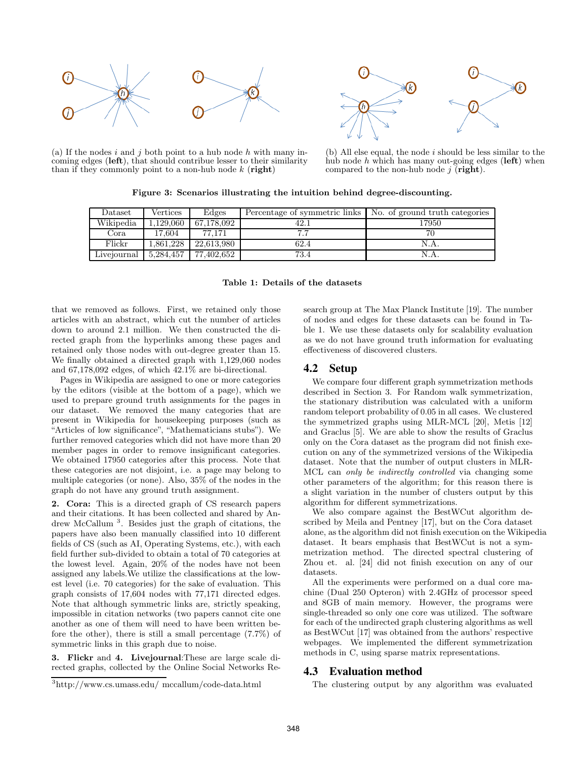(a) If the nodes $i$ and $j$ both point to a hub node $h$ with many incoming edges (**left**), that should contribue lesser to their similarity than if they commonly point to a non-hub node $k$ (**right**)

(b) All else equal, the node $i$ should be less similar to the hub node $h$ which has many out-going edges (**left**) when compared to the non-hub node $j$ (**right**).

**Figure 3: Scenarios illustrating the intuition behind degree-discounting.**

| Dataset | Vertices | Edges | Percentage of symmetric links | No. of ground truth categories |
|---|---|---|---|---|
| Wikipedia | 1,129,060 | 67,178,092 | 42.1 | 17950 |
| Cora | 17,604 | 77,171 | 7.7 | 70 |
| Flickr | 1,861,228 | 22,613,980 | 62.4 | N.A. |
| Livejournal | 5,284,457 | 77,402,652 | 73.4 | N.A. |

**Table 1: Details of the datasets**

that we removed as follows. First, we retained only those articles with an abstract, which cut the number of articles down to around 2.1 million. We then constructed the directed graph from the hyperlinks among these pages and retained only those nodes with out-degree greater than 15. We finally obtained a directed graph with 1,129,060 nodes and 67,178,092 edges, of which 42.1% are bi-directional.

Pages in Wikipedia are assigned to one or more categories by the editors (visible at the bottom of a page), which we used to prepare ground truth assignments for the pages in our dataset. We removed the many categories that are present in Wikipedia for housekeeping purposes (such as "Articles of low significance", "Mathematicians stubs"). We further removed categories which did not have more than 20 member pages in order to remove insignificant categories. We obtained 17950 categories after this process. Note that these categories are not disjoint, i.e. a page may belong to multiple categories (or none). Also, 35% of the nodes in the graph do not have any ground truth assignment.

**2. Cora:** This is a directed graph of CS research papers and their citations. It has been collected and shared by Andrew McCallum [3]. Besides just the graph of citations, the papers have also been manually classified into 10 different fields of CS (such as AI, Operating Systems, etc.), with each field further sub-divided to obtain a total of 70 categories at the lowest level. Again, 20% of the nodes have not been assigned any labels.We utilize the classifications at the lowest level (i.e. 70 categories) for the sake of evaluation. This graph consists of 17,604 nodes with 77,171 directed edges. Note that although symmetric links are, strictly speaking, impossible in citation networks (two papers cannot cite one another as one of them will need to have been written before the other), there is still a small percentage (7.7%) of symmetric links in this graph due to noise.

**3. Flickr** and **4. Livejournal**:These are large scale directed graphs, collected by the Online Social Networks Research group at The Max Planck Institute [19]. The number of nodes and edges for these datasets can be found in Table 1. We use these datasets only for scalability evaluation as we do not have ground truth information for evaluating effectiveness of discovered clusters.

## 4.2 Setup

We compare four different graph symmetrization methods described in Section 3. For Random walk symmetrization, the stationary distribution was calculated with a uniform random teleport probability of 0.05 in all cases. We clustered the symmetrized graphs using MLR-MCL [20], Metis [12] and Graclus [5]. We are able to show the results of Graclus only on the Cora dataset as the program did not finish execution on any of the symmetrized versions of the Wikipedia dataset. Note that the number of output clusters in MLR-MCL can *only be indirectly controlled* via changing some other parameters of the algorithm; for this reason there is a slight variation in the number of clusters output by this algorithm for different symmetrizations.

We also compare against the BestWCut algorithm described by Meila and Pentney [17], but on the Cora dataset alone, as the algorithm did not finish execution on the Wikipedia dataset. It bears emphasis that BestWCut is not a symmetrization method. The directed spectral clustering of Zhou et. al. [24] did not finish execution on any of our datasets.

All the experiments were performed on a dual core machine (Dual 250 Opteron) with 2.4GHz of processor speed and 8GB of main memory. However, the programs were single-threaded so only one core was utilized. The software for each of the undirected graph clustering algorithms as well as BestWCut [17] was obtained from the authors' respective webpages. We implemented the different symmetrization methods in C, using sparse matrix representations.

## 4.3 Evaluation method

The clustering output by any algorithm was evaluated

[3]http://www.cs.umass.edu/ mccallum/code-data.html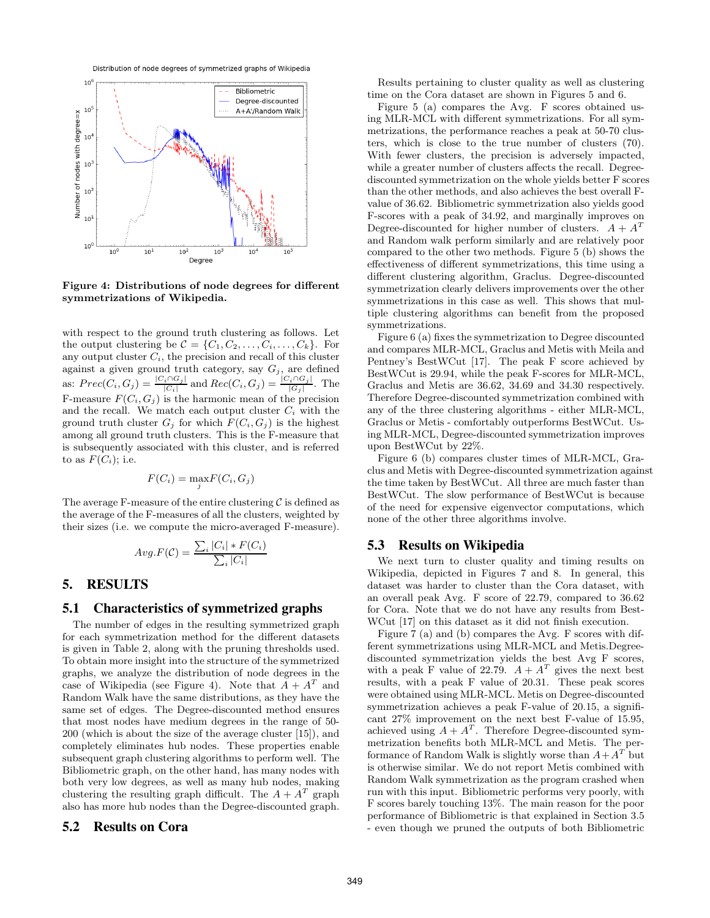Figure 4: Distributions of node degrees for different symmetrizations of Wikipedia.

with respect to the ground truth clustering as follows. Let the output clustering be $\mathcal{C} = \{C_1, C_2, \ldots, C_i, \ldots, C_k\}$. For any output cluster $C_i$, the precision and recall of this cluster against a given ground truth category, say $G_j$, are defined as: $Prec(C_i, G_j) = \frac{|C_i \cap G_j|}{|C_i|}$ and $Rec(C_i, G_j) = \frac{|C_i \cap G_j|}{|G_j|}$. The F-measure $F(C_i, G_j)$ is the harmonic mean of the precision and the recall. We match each output cluster $C_i$ with the ground truth cluster $G_j$ for which $F(C_i, G_j)$ is the highest among all ground truth clusters. This is the F-measure that is subsequently associated with this cluster, and is referred to as $F(C_i)$; i.e.

$$F(C_i) = \max_j F(C_i, G_j)$$

The average F-measure of the entire clustering $\mathcal{C}$ is defined as the average of the F-measures of all the clusters, weighted by their sizes (i.e. we compute the micro-averaged F-measure).

$$Avg.F(\mathcal{C}) = \frac{\sum_i |C_i| * F(C_i)}{\sum_i |C_i|}$$

# 5. RESULTS

## 5.1 Characteristics of symmetrized graphs

The number of edges in the resulting symmetrized graph for each symmetrization method for the different datasets is given in Table 2, along with the pruning thresholds used. To obtain more insight into the structure of the symmetrized graphs, we analyze the distribution of node degrees in the case of Wikipedia (see Figure 4). Note that $A + A^T$ and Random Walk have the same distributions, as they have the same set of edges. The Degree-discounted method ensures that most nodes have medium degrees in the range of 50-200 (which is about the size of the average cluster [15]), and completely eliminates hub nodes. These properties enable subsequent graph clustering algorithms to perform well. The Bibliometric graph, on the other hand, has many nodes with both very low degrees, as well as many hub nodes, making clustering the resulting graph difficult. The $A + A^T$ graph also has more hub nodes than the Degree-discounted graph.

## 5.2 Results on Cora

Results pertaining to cluster quality as well as clustering time on the Cora dataset are shown in Figures 5 and 6.

Figure 5 (a) compares the Avg. F scores obtained using MLR-MCL with different symmetrizations. For all symmetrizations, the performance reaches a peak at 50-70 clusters, which is close to the true number of clusters (70). With fewer clusters, the precision is adversely impacted, while a greater number of clusters affects the recall. Degree-discounted symmetrization on the whole yields better F scores than the other methods, and also achieves the best overall F-value of 36.62. Bibliometric symmetrization also yields good F-scores with a peak of 34.92, and marginally improves on Degree-discounted for higher number of clusters. $A + A^T$ and Random walk perform similarly and are relatively poor compared to the other two methods. Figure 5 (b) shows the effectiveness of different symmetrizations, this time using a different clustering algorithm, Graclus. Degree-discounted symmetrization clearly delivers improvements over the other symmetrizations in this case as well. This shows that multiple clustering algorithms can benefit from the proposed symmetrizations.

Figure 6 (a) fixes the symmetrization to Degree discounted and compares MLR-MCL, Graclus and Metis with Meila and Pentney's BestWCut [17]. The peak F score achieved by BestWCut is 29.94, while the peak F-scores for MLR-MCL, Graclus and Metis are 36.62, 34.69 and 34.30 respectively. Therefore Degree-discounted symmetrization combined with any of the three clustering algorithms - either MLR-MCL, Graclus or Metis - comfortably outperforms BestWCut. Using MLR-MCL, Degree-discounted symmetrization improves upon BestWCut by 22%.

Figure 6 (b) compares cluster times of MLR-MCL, Graclus and Metis with Degree-discounted symmetrization against the time taken by BestWCut. All three are much faster than BestWCut. The slow performance of BestWCut is because of the need for expensive eigenvector computations, which none of the other three algorithms involve.

## 5.3 Results on Wikipedia

We next turn to cluster quality and timing results on Wikipedia, depicted in Figures 7 and 8. In general, this dataset was harder to cluster than the Cora dataset, with an overall peak Avg. F score of 22.79, compared to 36.62 for Cora. Note that we do not have any results from BestWCut [17] on this dataset as it did not finish execution.

Figure 7 (a) and (b) compares the Avg. F scores with different symmetrizations using MLR-MCL and Metis.Degree-discounted symmetrization yields the best Avg F scores, with a peak F value of 22.79. $A + A^T$ gives the next best results, with a peak F value of 20.31. These peak scores were obtained using MLR-MCL. Metis on Degree-discounted symmetrization achieves a peak F-value of 20.15, a significant 27% improvement on the next best F-value of 15.95, achieved using $A + A^T$. Therefore Degree-discounted symmetrization benefits both MLR-MCL and Metis. The performance of Random Walk is slightly worse than $A + A^T$ but is otherwise similar. We do not report Metis combined with Random Walk symmetrization as the program crashed when run with this input. Bibliometric performs very poorly, with F scores barely touching 13%. The main reason for the poor performance of Bibliometric is that explained in Section 3.5 - even though we pruned the outputs of both Bibliometric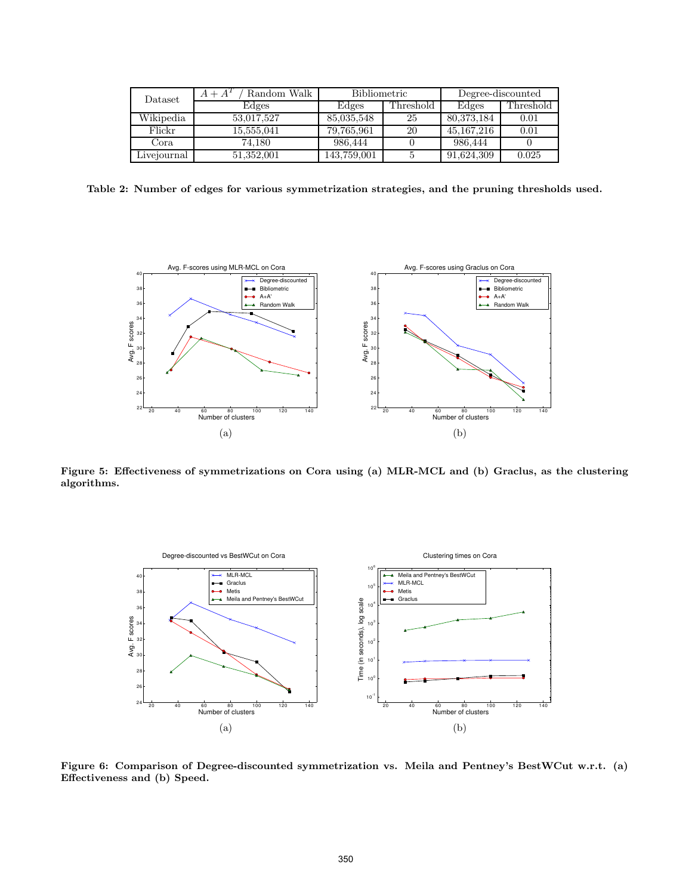| Dataset | $A + A^T$ / Random Walk | Bibliometric | | Degree-discounted | |
|---|---|---|---|---|---|
| | Edges | Edges | Threshold | Edges | Threshold |
| Wikipedia | 53,017,527 | 85,035,548 | 25 | 80,373,184 | 0.01 |
| Flickr | 15,555,041 | 79,765,961 | 20 | 45,167,216 | 0.01 |
| Cora | 74,180 | 986,444 | 0 | 986,444 | 0 |
| Livejournal | 51,352,001 | 143,759,001 | 5 | 91,624,309 | 0.025 |

**Table 2: Number of edges for various symmetrization strategies, and the pruning thresholds used.**

(a)

(b)

**Figure 5: Effectiveness of symmetrizations on Cora using (a) MLR-MCL and (b) Graclus, as the clustering algorithms.**

(a)

(b)

**Figure 6: Comparison of Degree-discounted symmetrization vs. Meila and Pentney's BestWCut w.r.t. (a) Effectiveness and (b) Speed.**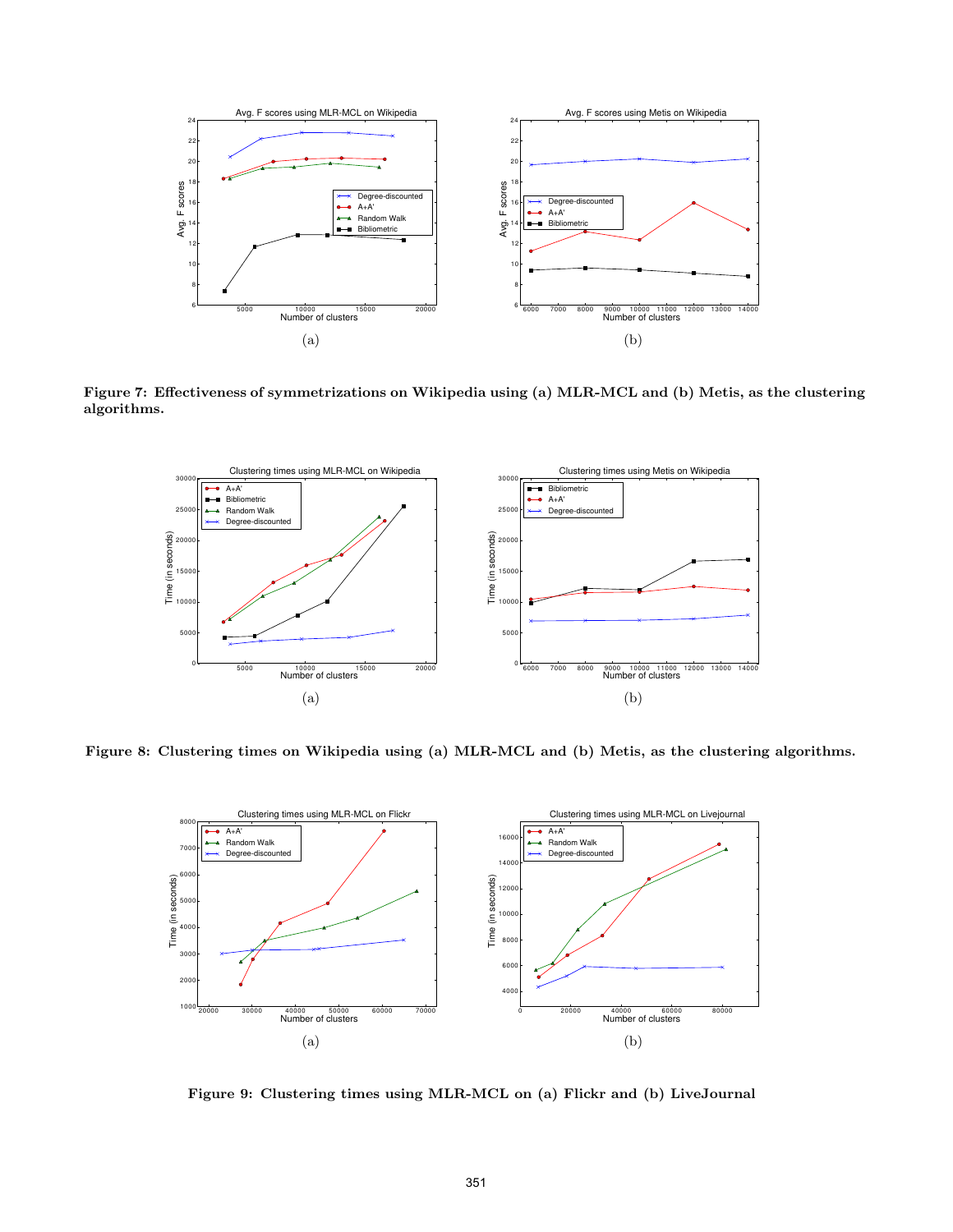Figure 7: Effectiveness of symmetrizations on Wikipedia using (a) MLR-MCL and (b) Metis, as the clustering algorithms.

Figure 8: Clustering times on Wikipedia using (a) MLR-MCL and (b) Metis, as the clustering algorithms.

Figure 9: Clustering times using MLR-MCL on (a) Flickr and (b) LiveJournal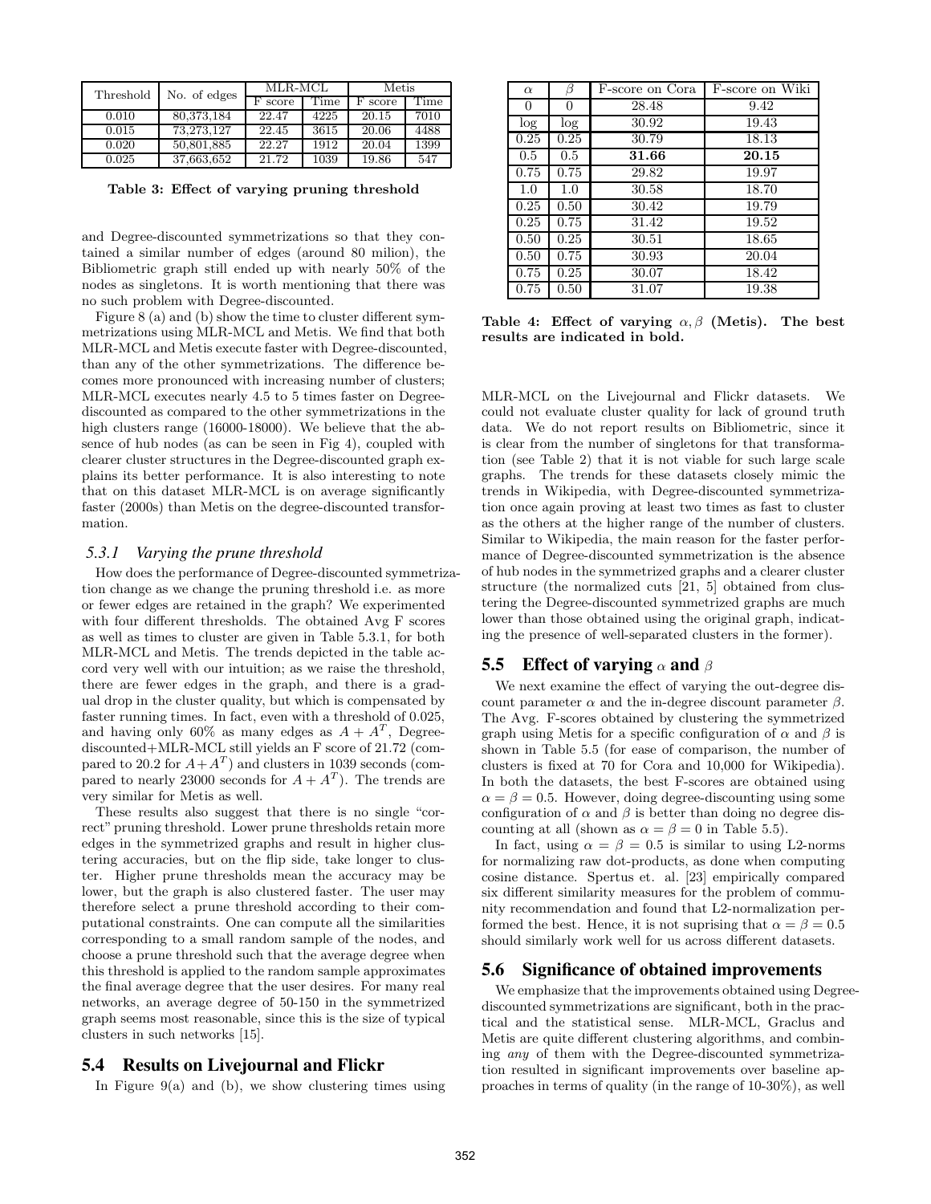| Threshold | No. of edges | MLR-MCL | | Metis | |
|---|---|---|---|---|---|
| | | F score | Time | F score | Time |
| 0.010 | 80,373,184 | 22.47 | 4225 | 20.15 | 7010 |
| 0.015 | 73,273,127 | 22.45 | 3615 | 20.06 | 4488 |
| 0.020 | 50,801,885 | 22.27 | 1912 | 20.04 | 1399 |
| 0.025 | 37,663,652 | 21.72 | 1039 | 19.86 | 547 |

**Table 3: Effect of varying pruning threshold**

and Degree-discounted symmetrizations so that they contained a similar number of edges (around 80 milion), the Bibliometric graph still ended up with nearly 50% of the nodes as singletons. It is worth mentioning that there was no such problem with Degree-discounted.

Figure 8 (a) and (b) show the time to cluster different symmetrizations using MLR-MCL and Metis. We find that both MLR-MCL and Metis execute faster with Degree-discounted, than any of the other symmetrizations. The difference becomes more pronounced with increasing number of clusters; MLR-MCL executes nearly 4.5 to 5 times faster on Degree-discounted as compared to the other symmetrizations in the high clusters range (16000-18000). We believe that the absence of hub nodes (as can be seen in Fig 4), coupled with clearer cluster structures in the Degree-discounted graph explains its better performance. It is also interesting to note that on this dataset MLR-MCL is on average significantly faster (2000s) than Metis on the degree-discounted transformation.

### *5.3.1 Varying the prune threshold*

How does the performance of Degree-discounted symmetrization change as we change the pruning threshold i.e. as more or fewer edges are retained in the graph? We experimented with four different thresholds. The obtained Avg F scores as well as times to cluster are given in Table 5.3.1, for both MLR-MCL and Metis. The trends depicted in the table accord very well with our intuition; as we raise the threshold, there are fewer edges in the graph, and there is a gradual drop in the cluster quality, but which is compensated by faster running times. In fact, even with a threshold of 0.025, and having only 60% as many edges as $A + A^T$, Degree-discounted+MLR-MCL still yields an F score of 21.72 (compared to 20.2 for $A+A^T$) and clusters in 1039 seconds (compared to nearly 23000 seconds for $A + A^T$). The trends are very similar for Metis as well.

These results also suggest that there is no single "correct" pruning threshold. Lower prune thresholds retain more edges in the symmetrized graphs and result in higher clustering accuracies, but on the flip side, take longer to cluster. Higher prune thresholds mean the accuracy may be lower, but the graph is also clustered faster. The user may therefore select a prune threshold according to their computational constraints. One can compute all the similarities corresponding to a small random sample of the nodes, and choose a prune threshold such that the average degree when this threshold is applied to the random sample approximates the final average degree that the user desires. For many real networks, an average degree of 50-150 in the symmetrized graph seems most reasonable, since this is the size of typical clusters in such networks [15].

## 5.4 Results on Livejournal and Flickr

In Figure 9(a) and (b), we show clustering times using MLR-MCL on the Livejournal and Flickr datasets. We could not evaluate cluster quality for lack of ground truth data. We do not report results on Bibliometric, since it is clear from the number of singletons for that transformation (see Table 2) that it is not viable for such large scale graphs. The trends for these datasets closely mimic the trends in Wikipedia, with Degree-discounted symmetrization once again proving at least two times as fast to cluster as the others at the higher range of the number of clusters. Similar to Wikipedia, the main reason for the faster performance of Degree-discounted symmetrization is the absence of hub nodes in the symmetrized graphs and a clearer cluster structure (the normalized cuts [21, 5] obtained from clustering the Degree-discounted symmetrized graphs are much lower than those obtained using the original graph, indicating the presence of well-separated clusters in the former).

| $\alpha$ | $\beta$ | F-score on Cora | F-score on Wiki |
|---|---|---|---|
| 0 | 0 | 28.48 | 9.42 |
| log | log | 30.92 | 19.43 |
| 0.25 | 0.25 | 30.79 | 18.13 |
| 0.5 | 0.5 | **31.66** | **20.15** |
| 0.75 | 0.75 | 29.82 | 19.97 |
| 1.0 | 1.0 | 30.58 | 18.70 |
| 0.25 | 0.50 | 30.42 | 19.79 |
| 0.25 | 0.75 | 31.42 | 19.52 |
| 0.50 | 0.25 | 30.51 | 18.65 |
| 0.50 | 0.75 | 30.93 | 20.04 |
| 0.75 | 0.25 | 30.07 | 18.42 |
| 0.75 | 0.50 | 31.07 | 19.38 |

**Table 4: Effect of varying $\alpha, \beta$ (Metis). The best results are indicated in bold.**

## 5.5 Effect of varying $\alpha$ and $\beta$

We next examine the effect of varying the out-degree discount parameter $\alpha$ and the in-degree discount parameter $\beta$. The Avg. F-scores obtained by clustering the symmetrized graph using Metis for a specific configuration of $\alpha$ and $\beta$ is shown in Table 5.5 (for ease of comparison, the number of clusters is fixed at 70 for Cora and 10,000 for Wikipedia). In both the datasets, the best F-scores are obtained using $\alpha = \beta = 0.5$. However, doing degree-discounting using some configuration of $\alpha$ and $\beta$ is better than doing no degree discounting at all (shown as $\alpha = \beta = 0$ in Table 5.5).

In fact, using $\alpha = \beta = 0.5$ is similar to using L2-norms for normalizing raw dot-products, as done when computing cosine distance. Spertus et. al. [23] empirically compared six different similarity measures for the problem of community recommendation and found that L2-normalization performed the best. Hence, it is not suprising that $\alpha = \beta = 0.5$ should similarly work well for us across different datasets.

## 5.6 Significance of obtained improvements

We emphasize that the improvements obtained using Degree-discounted symmetrizations are significant, both in the practical and the statistical sense. MLR-MCL, Graclus and Metis are quite different clustering algorithms, and combining *any* of them with the Degree-discounted symmetrization resulted in significant improvements over baseline approaches in terms of quality (in the range of 10-30%), as well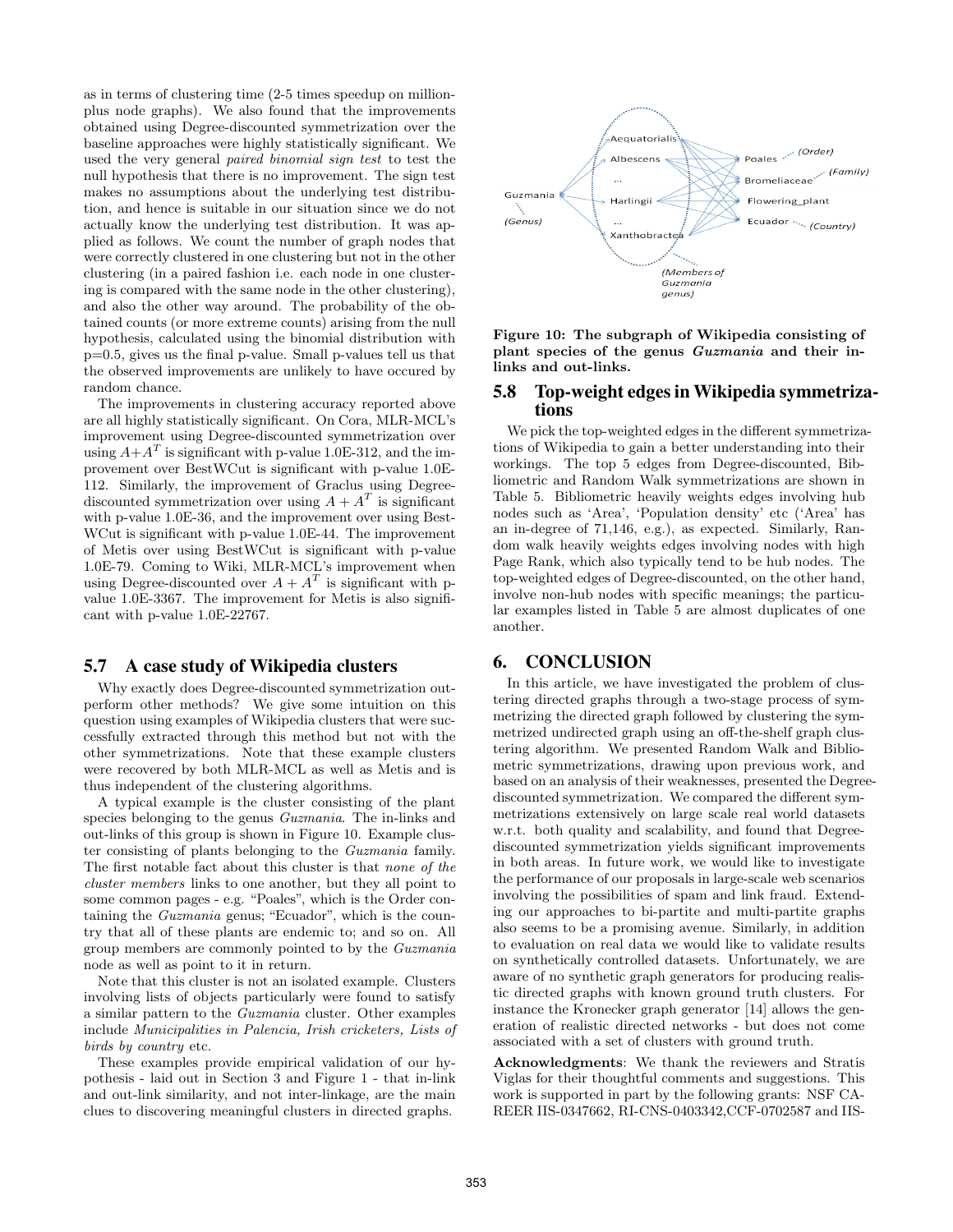as in terms of clustering time (2-5 times speedup on million-plus node graphs). We also found that the improvements obtained using Degree-discounted symmetrization over the baseline approaches were highly statistically significant. We used the very general *paired binomial sign test* to test the null hypothesis that there is no improvement. The sign test makes no assumptions about the underlying test distribution, and hence is suitable in our situation since we do not actually know the underlying test distribution. It was applied as follows. We count the number of graph nodes that were correctly clustered in one clustering but not in the other clustering (in a paired fashion i.e. each node in one clustering is compared with the same node in the other clustering), and also the other way around. The probability of the obtained counts (or more extreme counts) arising from the null hypothesis, calculated using the binomial distribution with p=0.5, gives us the final p-value. Small p-values tell us that the observed improvements are unlikely to have occured by random chance.

The improvements in clustering accuracy reported above are all highly statistically significant. On Cora, MLR-MCL's improvement using Degree-discounted symmetrization over using $A+A^T$ is significant with p-value 1.0E-312, and the improvement over BestWCut is significant with p-value 1.0E-112. Similarly, the improvement of Graclus using Degree-discounted symmetrization over using $A + A^T$ is significant with p-value 1.0E-36, and the improvement over using BestWCut is significant with p-value 1.0E-44. The improvement of Metis over using BestWCut is significant with p-value 1.0E-79. Coming to Wiki, MLR-MCL's improvement when using Degree-discounted over $A + A^T$ is significant with p-value 1.0E-3367. The improvement for Metis is also significant with p-value 1.0E-22767.

## 5.7 A case study of Wikipedia clusters

Why exactly does Degree-discounted symmetrization outperform other methods? We give some intuition on this question using examples of Wikipedia clusters that were successfully extracted through this method but not with the other symmetrizations. Note that these example clusters were recovered by both MLR-MCL as well as Metis and is thus independent of the clustering algorithms.

A typical example is the cluster consisting of the plant species belonging to the genus *Guzmania*. The in-links and out-links of this group is shown in Figure 10. Example cluster consisting of plants belonging to the *Guzmania* family. The first notable fact about this cluster is that *none of the cluster members* links to one another, but they all point to some common pages - e.g. "Poales", which is the Order containing the *Guzmania* genus; "Ecuador", which is the country that all of these plants are endemic to; and so on. All group members are commonly pointed to by the *Guzmania* node as well as point to it in return.

Note that this cluster is not an isolated example. Clusters involving lists of objects particularly were found to satisfy a similar pattern to the *Guzmania* cluster. Other examples include *Municipalities in Palencia, Irish cricketers, Lists of birds by country* etc.

These examples provide empirical validation of our hypothesis - laid out in Section 3 and Figure 1 - that in-link and out-link similarity, and not inter-linkage, are the main clues to discovering meaningful clusters in directed graphs.

**Figure 10: The subgraph of Wikipedia consisting of plant species of the genus *Guzmania* and their in-links and out-links.**

## 5.8 Top-weight edges in Wikipedia symmetrizations

We pick the top-weighted edges in the different symmetrizations of Wikipedia to gain a better understanding into their workings. The top 5 edges from Degree-discounted, Bibliometric and Random Walk symmetrizations are shown in Table 5. Bibliometric heavily weights edges involving hub nodes such as 'Area', 'Population density' etc ('Area' has an in-degree of 71,146, e.g.), as expected. Similarly, Random walk heavily weights edges involving nodes with high Page Rank, which also typically tend to be hub nodes. The top-weighted edges of Degree-discounted, on the other hand, involve non-hub nodes with specific meanings; the particular examples listed in Table 5 are almost duplicates of one another.

# 6. CONCLUSION

In this article, we have investigated the problem of clustering directed graphs through a two-stage process of symmetrizing the directed graph followed by clustering the symmetrized undirected graph using an off-the-shelf graph clustering algorithm. We presented Random Walk and Bibliometric symmetrizations, drawing upon previous work, and based on an analysis of their weaknesses, presented the Degree-discounted symmetrization. We compared the different symmetrizations extensively on large scale real world datasets w.r.t. both quality and scalability, and found that Degree-discounted symmetrization yields significant improvements in both areas. In future work, we would like to investigate the performance of our proposals in large-scale web scenarios involving the possibilities of spam and link fraud. Extending our approaches to bi-partite and multi-partite graphs also seems to be a promising avenue. Similarly, in addition to evaluation on real data we would like to validate results on synthetically controlled datasets. Unfortunately, we are aware of no synthetic graph generators for producing realistic directed graphs with known ground truth clusters. For instance the Kronecker graph generator [14] allows the generation of realistic directed networks - but does not come associated with a set of clusters with ground truth.

**Acknowledgments**: We thank the reviewers and Stratis Viglas for their thoughtful comments and suggestions. This work is supported in part by the following grants: NSF CAREER IIS-0347662, RI-CNS-0403342,CCF-0702587 and IIS-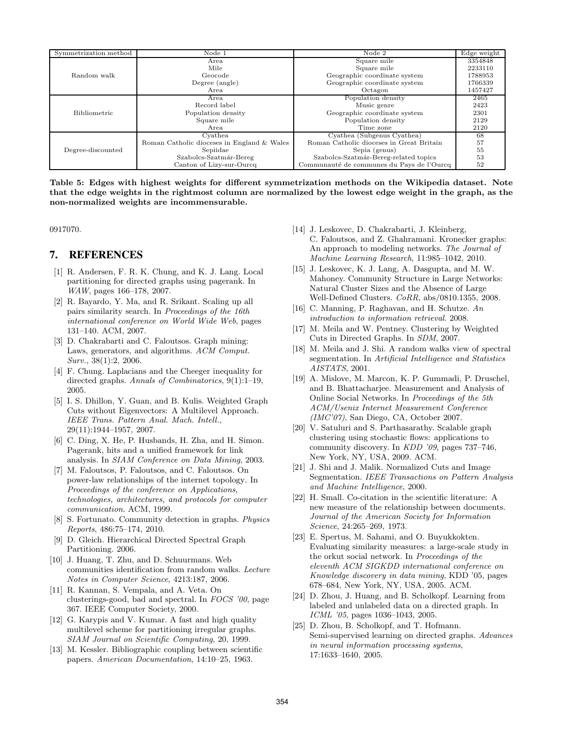| Symmetrization method | Node 1 | Node 2 | Edge weight |
|---|---|---|---|
| Random walk | Area | Square mile | 3354848 |
| | Mile | Square mile | 2233110 |
| | Geocode | Geographic coordinate system | 1788953 |
| | Degree (angle) | Geographic coordinate system | 1766339 |
| | Area | Octagon | 1457427 |
| Bibliometric | Area | Population density | 2465 |
| | Record label | Music genre | 2423 |
| | Population density | Geographic coordinate system | 2301 |
| | Square mile | Population density | 2129 |
| | Area | Time zone | 2120 |
| Degree-discounted | Cyathea | Cyathea (Subgenus Cyathea) | 68 |
| | Roman Catholic dioceses in England & Wales | Roman Catholic dioceses in Great Britain | 57 |
| | Sepiidae | Sepia (genus) | 55 |
| | Szabolcs-Szatmár-Bereg | Szabolcs-Szatmár-Bereg-related topics | 53 |
| | Canton of Lizy-sur-Ourcq | Communauté de communes du Pays de l'Ourcq | 52 |

**Table 5: Edges with highest weights for different symmetrization methods on the Wikipedia dataset. Note that the edge weights in the rightmost column are normalized by the lowest edge weight in the graph, as the non-normalized weights are incommensurable.**

0917070.

## 7. REFERENCES

[1] R. Andersen, F. R. K. Chung, and K. J. Lang. Local partitioning for directed graphs using pagerank. In *WAW*, pages 166–178, 2007.

[2] R. Bayardo, Y. Ma, and R. Srikant. Scaling up all pairs similarity search. In *Proceedings of the 16th international conference on World Wide Web*, pages 131–140. ACM, 2007.

[3] D. Chakrabarti and C. Faloutsos. Graph mining: Laws, generators, and algorithms. *ACM Comput. Surv.*, 38(1):2, 2006.

[4] F. Chung. Laplacians and the Cheeger inequality for directed graphs. *Annals of Combinatorics*, 9(1):1–19, 2005.

[5] I. S. Dhillon, Y. Guan, and B. Kulis. Weighted Graph Cuts without Eigenvectors: A Multilevel Approach. *IEEE Trans. Pattern Anal. Mach. Intell.*, 29(11):1944–1957, 2007.

[6] C. Ding, X. He, P. Husbands, H. Zha, and H. Simon. Pagerank, hits and a unified framework for link analysis. In *SIAM Conference on Data Mining*, 2003.

[7] M. Faloutsos, P. Faloutsos, and C. Faloutsos. On power-law relationships of the internet topology. In *Proceedings of the conference on Applications, technologies, architectures, and protocols for computer communication*. ACM, 1999.

[8] S. Fortunato. Community detection in graphs. *Physics Reports*, 486:75–174, 2010.

[9] D. Gleich. Hierarchical Directed Spectral Graph Partitioning. 2006.

[10] J. Huang, T. Zhu, and D. Schuurmans. Web communities identification from random walks. *Lecture Notes in Computer Science*, 4213:187, 2006.

[11] R. Kannan, S. Vempala, and A. Veta. On clusterings-good, bad and spectral. In *FOCS '00*, page 367. IEEE Computer Society, 2000.

[12] G. Karypis and V. Kumar. A fast and high quality multilevel scheme for partitioning irregular graphs. *SIAM Journal on Scientific Computing*, 20, 1999.

[13] M. Kessler. Bibliographic coupling between scientific papers. *American Documentation*, 14:10–25, 1963.

[14] J. Leskovec, D. Chakrabarti, J. Kleinberg, C. Faloutsos, and Z. Ghahramani. Kronecker graphs: An approach to modeling networks. *The Journal of Machine Learning Research*, 11:985–1042, 2010.

[15] J. Leskovec, K. J. Lang, A. Dasgupta, and M. W. Mahoney. Community Structure in Large Networks: Natural Cluster Sizes and the Absence of Large Well-Defined Clusters. *CoRR*, abs/0810.1355, 2008.

[16] C. Manning, P. Raghavan, and H. Schutze. *An introduction to information retrieval*. 2008.

[17] M. Meila and W. Pentney. Clustering by Weighted Cuts in Directed Graphs. In *SDM*, 2007.

[18] M. Meila and J. Shi. A random walks view of spectral segmentation. In *Artificial Intelligence and Statistics AISTATS*, 2001.

[19] A. Mislove, M. Marcon, K. P. Gummadi, P. Druschel, and B. Bhattacharjee. Measurement and Analysis of Online Social Networks. In *Proceedings of the 5th ACM/Usenix Internet Measurement Conference (IMC'07)*, San Diego, CA, October 2007.

[20] V. Satuluri and S. Parthasarathy. Scalable graph clustering using stochastic flows: applications to community discovery. In *KDD '09*, pages 737–746, New York, NY, USA, 2009. ACM.

[21] J. Shi and J. Malik. Normalized Cuts and Image Segmentation. *IEEE Transactions on Pattern Analysis and Machine Intelligence*, 2000.

[22] H. Small. Co-citation in the scientific literature: A new measure of the relationship between documents. *Journal of the American Society for Information Science*, 24:265–269, 1973.

[23] E. Spertus, M. Sahami, and O. Buyukkokten. Evaluating similarity measures: a large-scale study in the orkut social network. In *Proceedings of the eleventh ACM SIGKDD international conference on Knowledge discovery in data mining*, KDD '05, pages 678–684, New York, NY, USA, 2005. ACM.

[24] D. Zhou, J. Huang, and B. Scholkopf. Learning from labeled and unlabeled data on a directed graph. In *ICML '05*, pages 1036–1043, 2005.

[25] D. Zhou, B. Scholkopf, and T. Hofmann. Semi-supervised learning on directed graphs. *Advances in neural information processing systems*, 17:1633–1640, 2005.